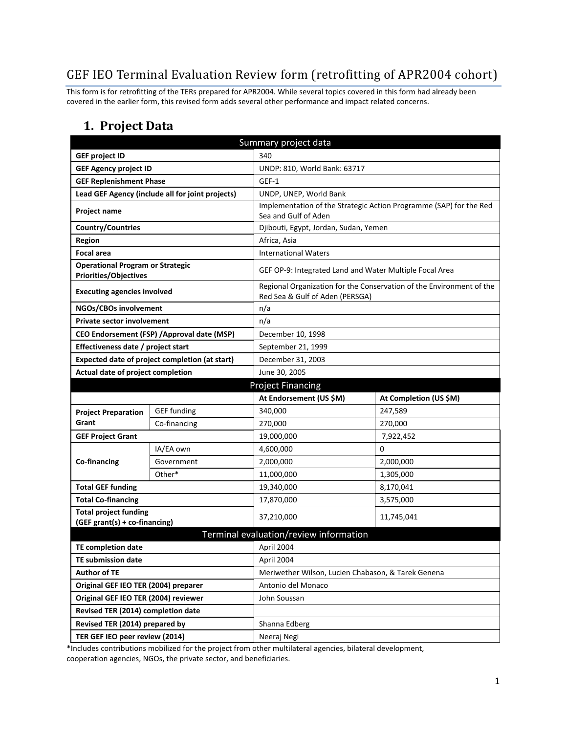# GEF IEO Terminal Evaluation Review form (retrofitting of APR2004 cohort)

This form is for retrofitting of the TERs prepared for APR2004. While several topics covered in this form had already been covered in the earlier form, this revised form adds several other performance and impact related concerns.

## 1. Project Data

| Summary project data | | | |
|---|---|---|---|
| **GEF project ID** | | 340 | |
| **GEF Agency project ID** | | UNDP: 810, World Bank: 63717 | |
| **GEF Replenishment Phase** | | GEF-1 | |
| **Lead GEF Agency (include all for joint projects)** | | UNDP, UNEP, World Bank | |
| **Project name** | | Implementation of the Strategic Action Programme (SAP) for the Red Sea and Gulf of Aden | |
| **Country/Countries** | | Djibouti, Egypt, Jordan, Sudan, Yemen | |
| **Region** | | Africa, Asia | |
| **Focal area** | | International Waters | |
| **Operational Program or Strategic Priorities/Objectives** | | GEF OP-9: Integrated Land and Water Multiple Focal Area | |
| **Executing agencies involved** | | Regional Organization for the Conservation of the Environment of the Red Sea & Gulf of Aden (PERSGA) | |
| **NGOs/CBOs involvement** | | n/a | |
| **Private sector involvement** | | n/a | |
| **CEO Endorsement (FSP) /Approval date (MSP)** | | December 10, 1998 | |
| **Effectiveness date / project start** | | September 21, 1999 | |
| **Expected date of project completion (at start)** | | December 31, 2003 | |
| **Actual date of project completion** | | June 30, 2005 | |
| **Project Financing** | | | |
| | | **At Endorsement (US $M)** | **At Completion (US $M)** |
| **Project Preparation Grant** | GEF funding | 340,000 | 247,589 |
| | Co-financing | 270,000 | 270,000 |
| **GEF Project Grant** | | 19,000,000 | 7,922,452 |
| **Co-financing** | IA/EA own | 4,600,000 | 0 |
| | Government | 2,000,000 | 2,000,000 |
| | Other* | 11,000,000 | 1,305,000 |
| **Total GEF funding** | | 19,340,000 | 8,170,041 |
| **Total Co-financing** | | 17,870,000 | 3,575,000 |
| **Total project funding (GEF grant(s) + co-financing)** | | 37,210,000 | 11,745,041 |
| **Terminal evaluation/review information** | | | |
| **TE completion date** | | April 2004 | |
| **TE submission date** | | April 2004 | |
| **Author of TE** | | Meriwether Wilson, Lucien Chabason, & Tarek Genena | |
| **Original GEF IEO TER (2004) preparer** | | Antonio del Monaco | |
| **Original GEF IEO TER (2004) reviewer** | | John Soussan | |
| **Revised TER (2014) completion date** | | | |
| **Revised TER (2014) prepared by** | | Shanna Edberg | |
| **TER GEF IEO peer review (2014)** | | Neeraj Negi | |

*Includes contributions mobilized for the project from other multilateral agencies, bilateral development, cooperation agencies, NGOs, the private sector, and beneficiaries.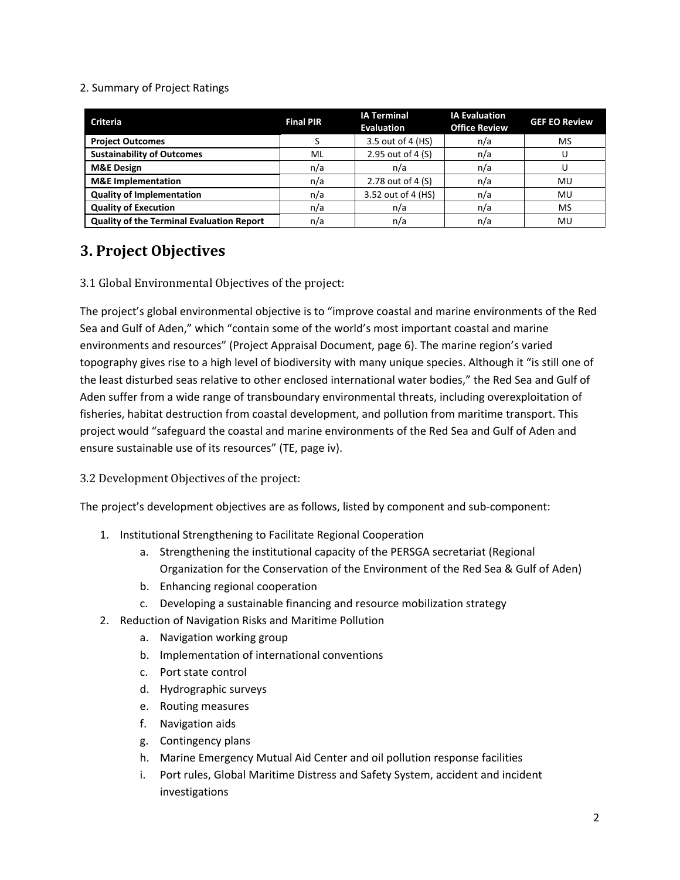2. Summary of Project Ratings

| Criteria | Final PIR | IA Terminal Evaluation | IA Evaluation Office Review | GEF EO Review |
|---|---|---|---|---|
| **Project Outcomes** | S | 3.5 out of 4 (HS) | n/a | MS |
| **Sustainability of Outcomes** | ML | 2.95 out of 4 (S) | n/a | U |
| **M&E Design** | n/a | n/a | n/a | U |
| **M&E Implementation** | n/a | 2.78 out of 4 (S) | n/a | MU |
| **Quality of Implementation** | n/a | 3.52 out of 4 (HS) | n/a | MU |
| **Quality of Execution** | n/a | n/a | n/a | MS |
| **Quality of the Terminal Evaluation Report** | n/a | n/a | n/a | MU |

# 3. Project Objectives

## 3.1 Global Environmental Objectives of the project:

The project's global environmental objective is to "improve coastal and marine environments of the Red Sea and Gulf of Aden," which "contain some of the world's most important coastal and marine environments and resources" (Project Appraisal Document, page 6). The marine region's varied topography gives rise to a high level of biodiversity with many unique species. Although it "is still one of the least disturbed seas relative to other enclosed international water bodies," the Red Sea and Gulf of Aden suffer from a wide range of transboundary environmental threats, including overexploitation of fisheries, habitat destruction from coastal development, and pollution from maritime transport. This project would "safeguard the coastal and marine environments of the Red Sea and Gulf of Aden and ensure sustainable use of its resources" (TE, page iv).

## 3.2 Development Objectives of the project:

The project's development objectives are as follows, listed by component and sub-component:

1. Institutional Strengthening to Facilitate Regional Cooperation
   a. Strengthening the institutional capacity of the PERSGA secretariat (Regional Organization for the Conservation of the Environment of the Red Sea & Gulf of Aden)
   b. Enhancing regional cooperation
   c. Developing a sustainable financing and resource mobilization strategy
2. Reduction of Navigation Risks and Maritime Pollution
   a. Navigation working group
   b. Implementation of international conventions
   c. Port state control
   d. Hydrographic surveys
   e. Routing measures
   f. Navigation aids
   g. Contingency plans
   h. Marine Emergency Mutual Aid Center and oil pollution response facilities
   i. Port rules, Global Maritime Distress and Safety System, accident and incident investigations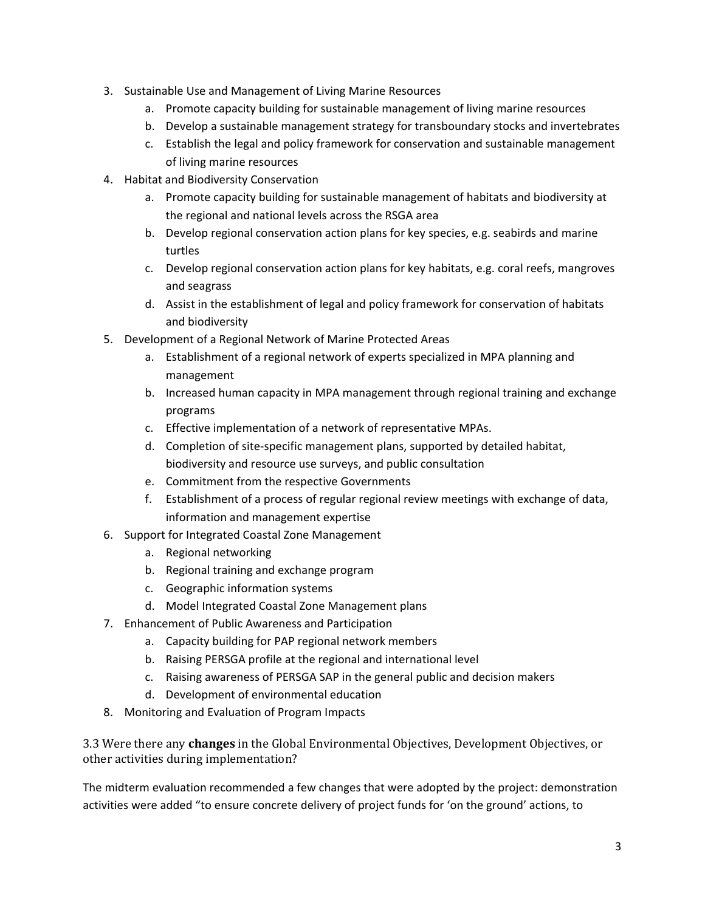3. Sustainable Use and Management of Living Marine Resources
    a. Promote capacity building for sustainable management of living marine resources
    b. Develop a sustainable management strategy for transboundary stocks and invertebrates
    c. Establish the legal and policy framework for conservation and sustainable management of living marine resources
4. Habitat and Biodiversity Conservation
    a. Promote capacity building for sustainable management of habitats and biodiversity at the regional and national levels across the RSGA area
    b. Develop regional conservation action plans for key species, e.g. seabirds and marine turtles
    c. Develop regional conservation action plans for key habitats, e.g. coral reefs, mangroves and seagrass
    d. Assist in the establishment of legal and policy framework for conservation of habitats and biodiversity
5. Development of a Regional Network of Marine Protected Areas
    a. Establishment of a regional network of experts specialized in MPA planning and management
    b. Increased human capacity in MPA management through regional training and exchange programs
    c. Effective implementation of a network of representative MPAs.
    d. Completion of site-specific management plans, supported by detailed habitat, biodiversity and resource use surveys, and public consultation
    e. Commitment from the respective Governments
    f. Establishment of a process of regular regional review meetings with exchange of data, information and management expertise
6. Support for Integrated Coastal Zone Management
    a. Regional networking
    b. Regional training and exchange program
    c. Geographic information systems
    d. Model Integrated Coastal Zone Management plans
7. Enhancement of Public Awareness and Participation
    a. Capacity building for PAP regional network members
    b. Raising PERSGA profile at the regional and international level
    c. Raising awareness of PERSGA SAP in the general public and decision makers
    d. Development of environmental education
8. Monitoring and Evaluation of Program Impacts

### 3.3 Were there any **changes** in the Global Environmental Objectives, Development Objectives, or other activities during implementation?

The midterm evaluation recommended a few changes that were adopted by the project: demonstration activities were added "to ensure concrete delivery of project funds for 'on the ground' actions, to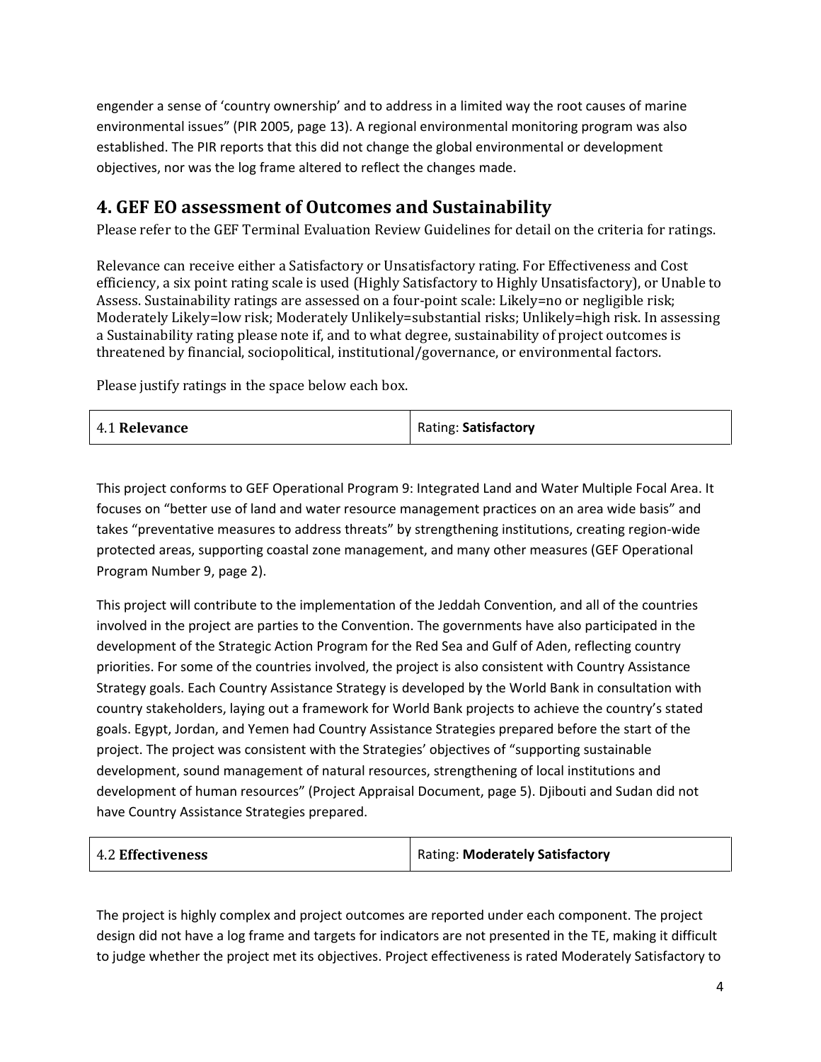engender a sense of 'country ownership' and to address in a limited way the root causes of marine environmental issues" (PIR 2005, page 13). A regional environmental monitoring program was also established. The PIR reports that this did not change the global environmental or development objectives, nor was the log frame altered to reflect the changes made.

## 4. GEF EO assessment of Outcomes and Sustainability

Please refer to the GEF Terminal Evaluation Review Guidelines for detail on the criteria for ratings.

Relevance can receive either a Satisfactory or Unsatisfactory rating. For Effectiveness and Cost efficiency, a six point rating scale is used (Highly Satisfactory to Highly Unsatisfactory), or Unable to Assess. Sustainability ratings are assessed on a four-point scale: Likely=no or negligible risk; Moderately Likely=low risk; Moderately Unlikely=substantial risks; Unlikely=high risk. In assessing a Sustainability rating please note if, and to what degree, sustainability of project outcomes is threatened by financial, sociopolitical, institutional/governance, or environmental factors.

Please justify ratings in the space below each box.

| 4.1 **Relevance** | Rating: **Satisfactory** |
|---|---|

This project conforms to GEF Operational Program 9: Integrated Land and Water Multiple Focal Area. It focuses on "better use of land and water resource management practices on an area wide basis" and takes "preventative measures to address threats" by strengthening institutions, creating region-wide protected areas, supporting coastal zone management, and many other measures (GEF Operational Program Number 9, page 2).

This project will contribute to the implementation of the Jeddah Convention, and all of the countries involved in the project are parties to the Convention. The governments have also participated in the development of the Strategic Action Program for the Red Sea and Gulf of Aden, reflecting country priorities. For some of the countries involved, the project is also consistent with Country Assistance Strategy goals. Each Country Assistance Strategy is developed by the World Bank in consultation with country stakeholders, laying out a framework for World Bank projects to achieve the country's stated goals. Egypt, Jordan, and Yemen had Country Assistance Strategies prepared before the start of the project. The project was consistent with the Strategies' objectives of "supporting sustainable development, sound management of natural resources, strengthening of local institutions and development of human resources" (Project Appraisal Document, page 5). Djibouti and Sudan did not have Country Assistance Strategies prepared.

| 4.2 **Effectiveness** | Rating: **Moderately Satisfactory** |
|---|---|

The project is highly complex and project outcomes are reported under each component. The project design did not have a log frame and targets for indicators are not presented in the TE, making it difficult to judge whether the project met its objectives. Project effectiveness is rated Moderately Satisfactory to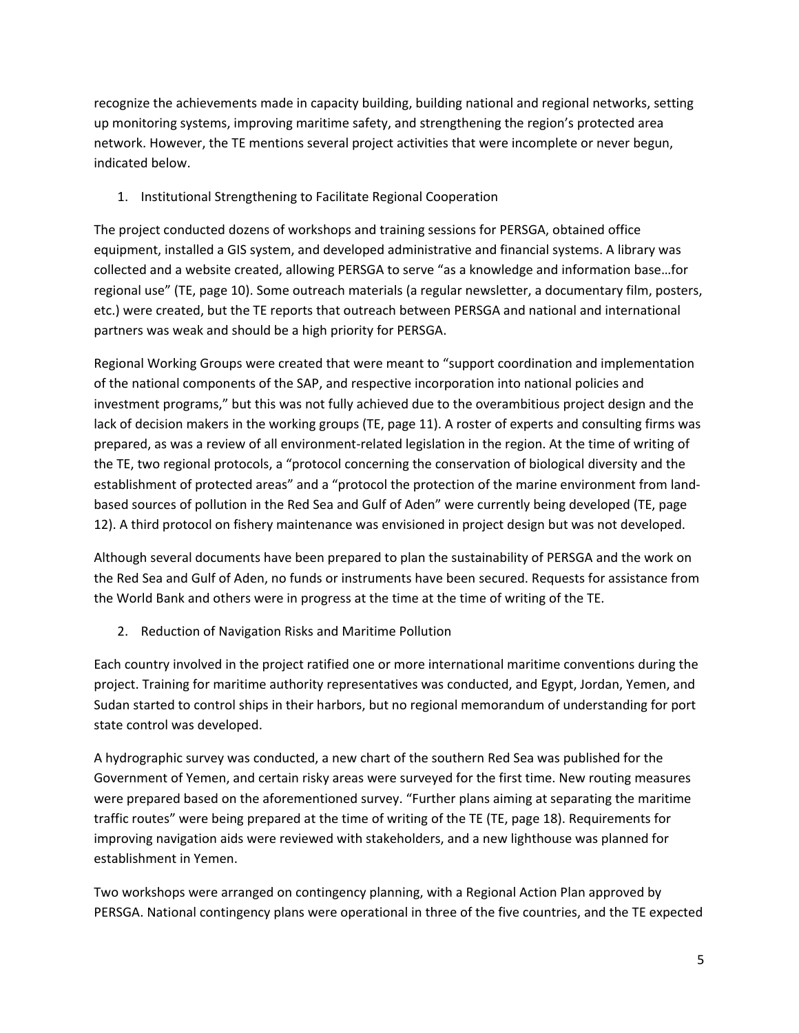recognize the achievements made in capacity building, building national and regional networks, setting up monitoring systems, improving maritime safety, and strengthening the region's protected area network. However, the TE mentions several project activities that were incomplete or never begun, indicated below.

1. Institutional Strengthening to Facilitate Regional Cooperation

The project conducted dozens of workshops and training sessions for PERSGA, obtained office equipment, installed a GIS system, and developed administrative and financial systems. A library was collected and a website created, allowing PERSGA to serve "as a knowledge and information base…for regional use" (TE, page 10). Some outreach materials (a regular newsletter, a documentary film, posters, etc.) were created, but the TE reports that outreach between PERSGA and national and international partners was weak and should be a high priority for PERSGA.

Regional Working Groups were created that were meant to "support coordination and implementation of the national components of the SAP, and respective incorporation into national policies and investment programs," but this was not fully achieved due to the overambitious project design and the lack of decision makers in the working groups (TE, page 11). A roster of experts and consulting firms was prepared, as was a review of all environment-related legislation in the region. At the time of writing of the TE, two regional protocols, a "protocol concerning the conservation of biological diversity and the establishment of protected areas" and a "protocol the protection of the marine environment from land-based sources of pollution in the Red Sea and Gulf of Aden" were currently being developed (TE, page 12). A third protocol on fishery maintenance was envisioned in project design but was not developed.

Although several documents have been prepared to plan the sustainability of PERSGA and the work on the Red Sea and Gulf of Aden, no funds or instruments have been secured. Requests for assistance from the World Bank and others were in progress at the time at the time of writing of the TE.

2. Reduction of Navigation Risks and Maritime Pollution

Each country involved in the project ratified one or more international maritime conventions during the project. Training for maritime authority representatives was conducted, and Egypt, Jordan, Yemen, and Sudan started to control ships in their harbors, but no regional memorandum of understanding for port state control was developed.

A hydrographic survey was conducted, a new chart of the southern Red Sea was published for the Government of Yemen, and certain risky areas were surveyed for the first time. New routing measures were prepared based on the aforementioned survey. "Further plans aiming at separating the maritime traffic routes" were being prepared at the time of writing of the TE (TE, page 18). Requirements for improving navigation aids were reviewed with stakeholders, and a new lighthouse was planned for establishment in Yemen.

Two workshops were arranged on contingency planning, with a Regional Action Plan approved by PERSGA. National contingency plans were operational in three of the five countries, and the TE expected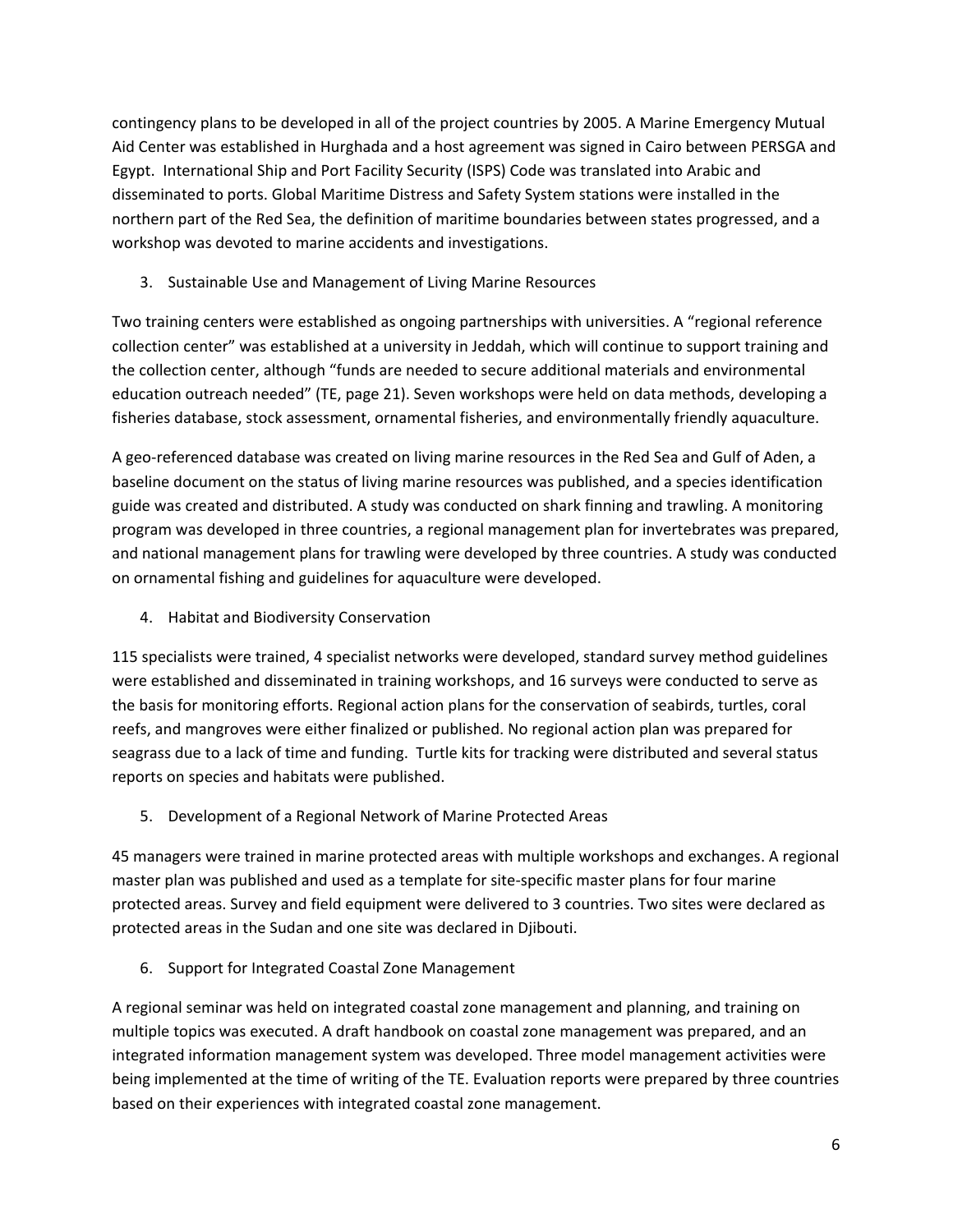contingency plans to be developed in all of the project countries by 2005. A Marine Emergency Mutual Aid Center was established in Hurghada and a host agreement was signed in Cairo between PERSGA and Egypt. International Ship and Port Facility Security (ISPS) Code was translated into Arabic and disseminated to ports. Global Maritime Distress and Safety System stations were installed in the northern part of the Red Sea, the definition of maritime boundaries between states progressed, and a workshop was devoted to marine accidents and investigations.

3. Sustainable Use and Management of Living Marine Resources

Two training centers were established as ongoing partnerships with universities. A "regional reference collection center" was established at a university in Jeddah, which will continue to support training and the collection center, although "funds are needed to secure additional materials and environmental education outreach needed" (TE, page 21). Seven workshops were held on data methods, developing a fisheries database, stock assessment, ornamental fisheries, and environmentally friendly aquaculture.

A geo-referenced database was created on living marine resources in the Red Sea and Gulf of Aden, a baseline document on the status of living marine resources was published, and a species identification guide was created and distributed. A study was conducted on shark finning and trawling. A monitoring program was developed in three countries, a regional management plan for invertebrates was prepared, and national management plans for trawling were developed by three countries. A study was conducted on ornamental fishing and guidelines for aquaculture were developed.

4. Habitat and Biodiversity Conservation

115 specialists were trained, 4 specialist networks were developed, standard survey method guidelines were established and disseminated in training workshops, and 16 surveys were conducted to serve as the basis for monitoring efforts. Regional action plans for the conservation of seabirds, turtles, coral reefs, and mangroves were either finalized or published. No regional action plan was prepared for seagrass due to a lack of time and funding. Turtle kits for tracking were distributed and several status reports on species and habitats were published.

5. Development of a Regional Network of Marine Protected Areas

45 managers were trained in marine protected areas with multiple workshops and exchanges. A regional master plan was published and used as a template for site-specific master plans for four marine protected areas. Survey and field equipment were delivered to 3 countries. Two sites were declared as protected areas in the Sudan and one site was declared in Djibouti.

6. Support for Integrated Coastal Zone Management

A regional seminar was held on integrated coastal zone management and planning, and training on multiple topics was executed. A draft handbook on coastal zone management was prepared, and an integrated information management system was developed. Three model management activities were being implemented at the time of writing of the TE. Evaluation reports were prepared by three countries based on their experiences with integrated coastal zone management.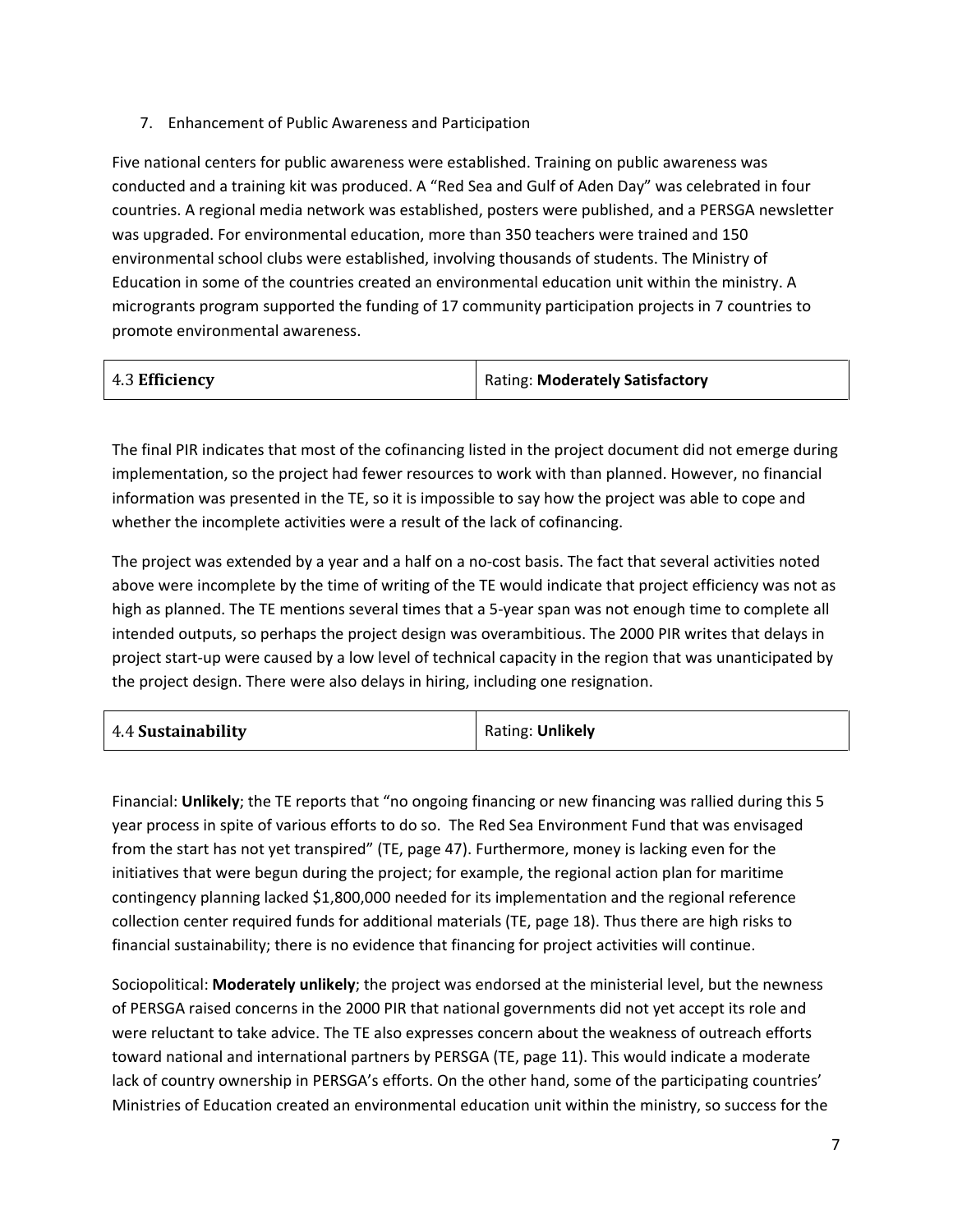7. Enhancement of Public Awareness and Participation

Five national centers for public awareness were established. Training on public awareness was conducted and a training kit was produced. A "Red Sea and Gulf of Aden Day" was celebrated in four countries. A regional media network was established, posters were published, and a PERSGA newsletter was upgraded. For environmental education, more than 350 teachers were trained and 150 environmental school clubs were established, involving thousands of students. The Ministry of Education in some of the countries created an environmental education unit within the ministry. A microgrants program supported the funding of 17 community participation projects in 7 countries to promote environmental awareness.

| 4.3 **Efficiency** | Rating: **Moderately Satisfactory** |
|---|---|

The final PIR indicates that most of the cofinancing listed in the project document did not emerge during implementation, so the project had fewer resources to work with than planned. However, no financial information was presented in the TE, so it is impossible to say how the project was able to cope and whether the incomplete activities were a result of the lack of cofinancing.

The project was extended by a year and a half on a no-cost basis. The fact that several activities noted above were incomplete by the time of writing of the TE would indicate that project efficiency was not as high as planned. The TE mentions several times that a 5-year span was not enough time to complete all intended outputs, so perhaps the project design was overambitious. The 2000 PIR writes that delays in project start-up were caused by a low level of technical capacity in the region that was unanticipated by the project design. There were also delays in hiring, including one resignation.

| 4.4 **Sustainability** | Rating: **Unlikely** |
|---|---|

Financial: **Unlikely**; the TE reports that "no ongoing financing or new financing was rallied during this 5 year process in spite of various efforts to do so. The Red Sea Environment Fund that was envisaged from the start has not yet transpired" (TE, page 47). Furthermore, money is lacking even for the initiatives that were begun during the project; for example, the regional action plan for maritime contingency planning lacked $1,800,000 needed for its implementation and the regional reference collection center required funds for additional materials (TE, page 18). Thus there are high risks to financial sustainability; there is no evidence that financing for project activities will continue.

Sociopolitical: **Moderately unlikely**; the project was endorsed at the ministerial level, but the newness of PERSGA raised concerns in the 2000 PIR that national governments did not yet accept its role and were reluctant to take advice. The TE also expresses concern about the weakness of outreach efforts toward national and international partners by PERSGA (TE, page 11). This would indicate a moderate lack of country ownership in PERSGA's efforts. On the other hand, some of the participating countries' Ministries of Education created an environmental education unit within the ministry, so success for the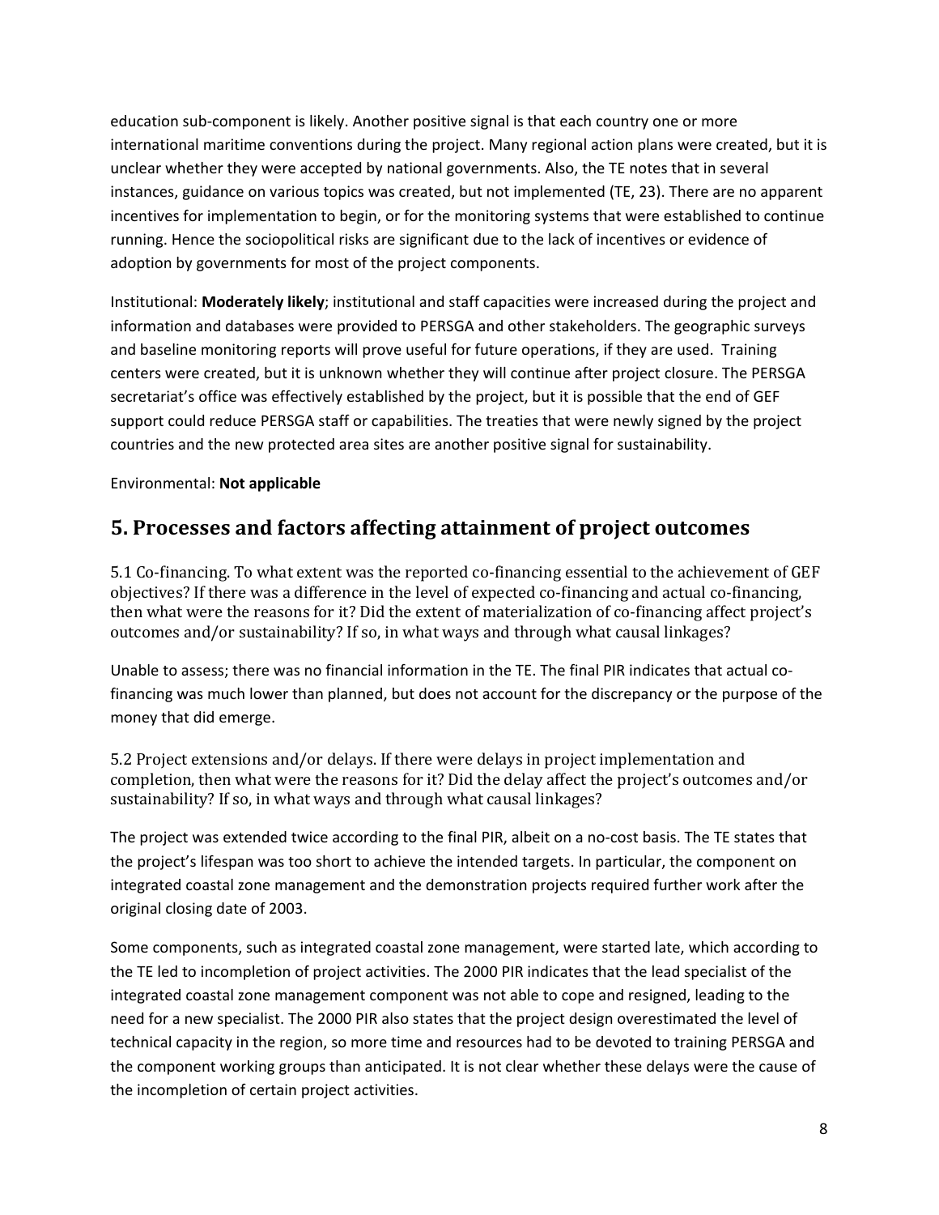education sub-component is likely. Another positive signal is that each country one or more international maritime conventions during the project. Many regional action plans were created, but it is unclear whether they were accepted by national governments. Also, the TE notes that in several instances, guidance on various topics was created, but not implemented (TE, 23). There are no apparent incentives for implementation to begin, or for the monitoring systems that were established to continue running. Hence the sociopolitical risks are significant due to the lack of incentives or evidence of adoption by governments for most of the project components.

Institutional: **Moderately likely**; institutional and staff capacities were increased during the project and information and databases were provided to PERSGA and other stakeholders. The geographic surveys and baseline monitoring reports will prove useful for future operations, if they are used. Training centers were created, but it is unknown whether they will continue after project closure. The PERSGA secretariat's office was effectively established by the project, but it is possible that the end of GEF support could reduce PERSGA staff or capabilities. The treaties that were newly signed by the project countries and the new protected area sites are another positive signal for sustainability.

Environmental: **Not applicable**

## 5. Processes and factors affecting attainment of project outcomes

5.1 Co-financing. To what extent was the reported co-financing essential to the achievement of GEF objectives? If there was a difference in the level of expected co-financing and actual co-financing, then what were the reasons for it? Did the extent of materialization of co-financing affect project's outcomes and/or sustainability? If so, in what ways and through what causal linkages?

Unable to assess; there was no financial information in the TE. The final PIR indicates that actual co-financing was much lower than planned, but does not account for the discrepancy or the purpose of the money that did emerge.

5.2 Project extensions and/or delays. If there were delays in project implementation and completion, then what were the reasons for it? Did the delay affect the project's outcomes and/or sustainability? If so, in what ways and through what causal linkages?

The project was extended twice according to the final PIR, albeit on a no-cost basis. The TE states that the project's lifespan was too short to achieve the intended targets. In particular, the component on integrated coastal zone management and the demonstration projects required further work after the original closing date of 2003.

Some components, such as integrated coastal zone management, were started late, which according to the TE led to incompletion of project activities. The 2000 PIR indicates that the lead specialist of the integrated coastal zone management component was not able to cope and resigned, leading to the need for a new specialist. The 2000 PIR also states that the project design overestimated the level of technical capacity in the region, so more time and resources had to be devoted to training PERSGA and the component working groups than anticipated. It is not clear whether these delays were the cause of the incompletion of certain project activities.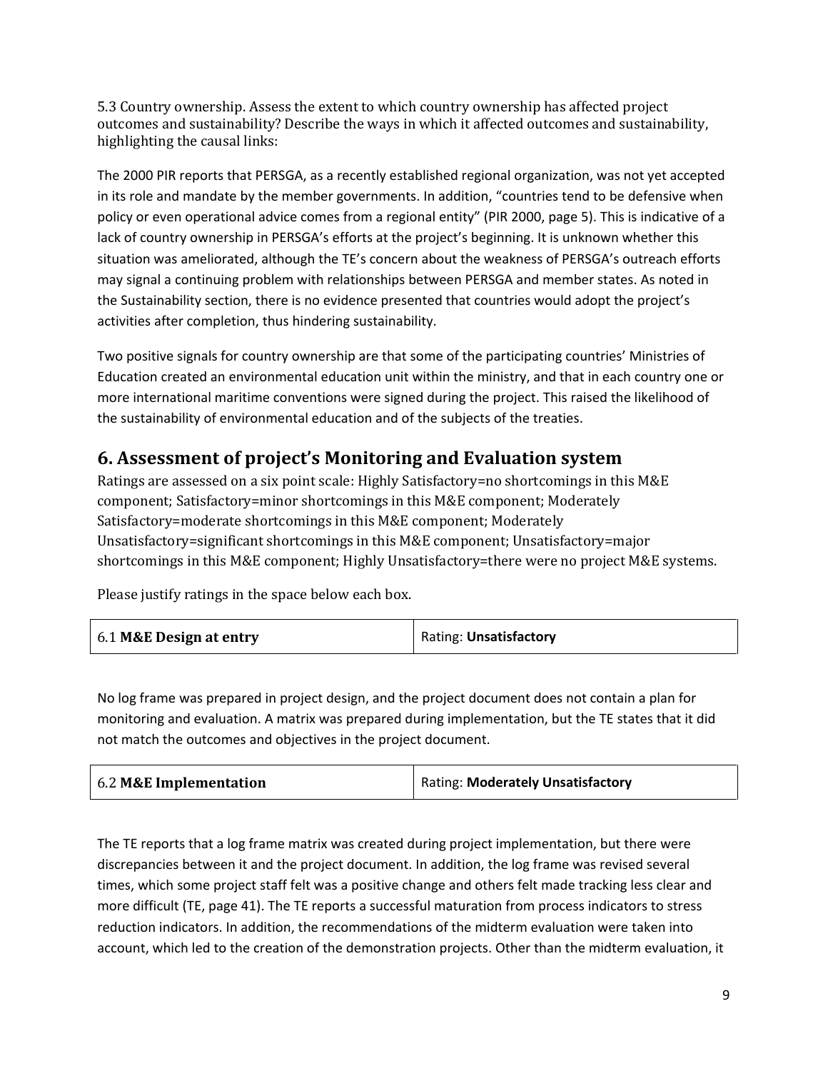5.3 Country ownership. Assess the extent to which country ownership has affected project outcomes and sustainability? Describe the ways in which it affected outcomes and sustainability, highlighting the causal links:

The 2000 PIR reports that PERSGA, as a recently established regional organization, was not yet accepted in its role and mandate by the member governments. In addition, "countries tend to be defensive when policy or even operational advice comes from a regional entity" (PIR 2000, page 5). This is indicative of a lack of country ownership in PERSGA's efforts at the project's beginning. It is unknown whether this situation was ameliorated, although the TE's concern about the weakness of PERSGA's outreach efforts may signal a continuing problem with relationships between PERSGA and member states. As noted in the Sustainability section, there is no evidence presented that countries would adopt the project's activities after completion, thus hindering sustainability.

Two positive signals for country ownership are that some of the participating countries' Ministries of Education created an environmental education unit within the ministry, and that in each country one or more international maritime conventions were signed during the project. This raised the likelihood of the sustainability of environmental education and of the subjects of the treaties.

## 6. Assessment of project's Monitoring and Evaluation system

Ratings are assessed on a six point scale: Highly Satisfactory=no shortcomings in this M&E component; Satisfactory=minor shortcomings in this M&E component; Moderately Satisfactory=moderate shortcomings in this M&E component; Moderately Unsatisfactory=significant shortcomings in this M&E component; Unsatisfactory=major shortcomings in this M&E component; Highly Unsatisfactory=there were no project M&E systems.

Please justify ratings in the space below each box.

| 6.1 **M&E Design at entry** | Rating: **Unsatisfactory** |
|---|---|

No log frame was prepared in project design, and the project document does not contain a plan for monitoring and evaluation. A matrix was prepared during implementation, but the TE states that it did not match the outcomes and objectives in the project document.

| 6.2 **M&E Implementation** | Rating: **Moderately Unsatisfactory** |
|---|---|

The TE reports that a log frame matrix was created during project implementation, but there were discrepancies between it and the project document. In addition, the log frame was revised several times, which some project staff felt was a positive change and others felt made tracking less clear and more difficult (TE, page 41). The TE reports a successful maturation from process indicators to stress reduction indicators. In addition, the recommendations of the midterm evaluation were taken into account, which led to the creation of the demonstration projects. Other than the midterm evaluation, it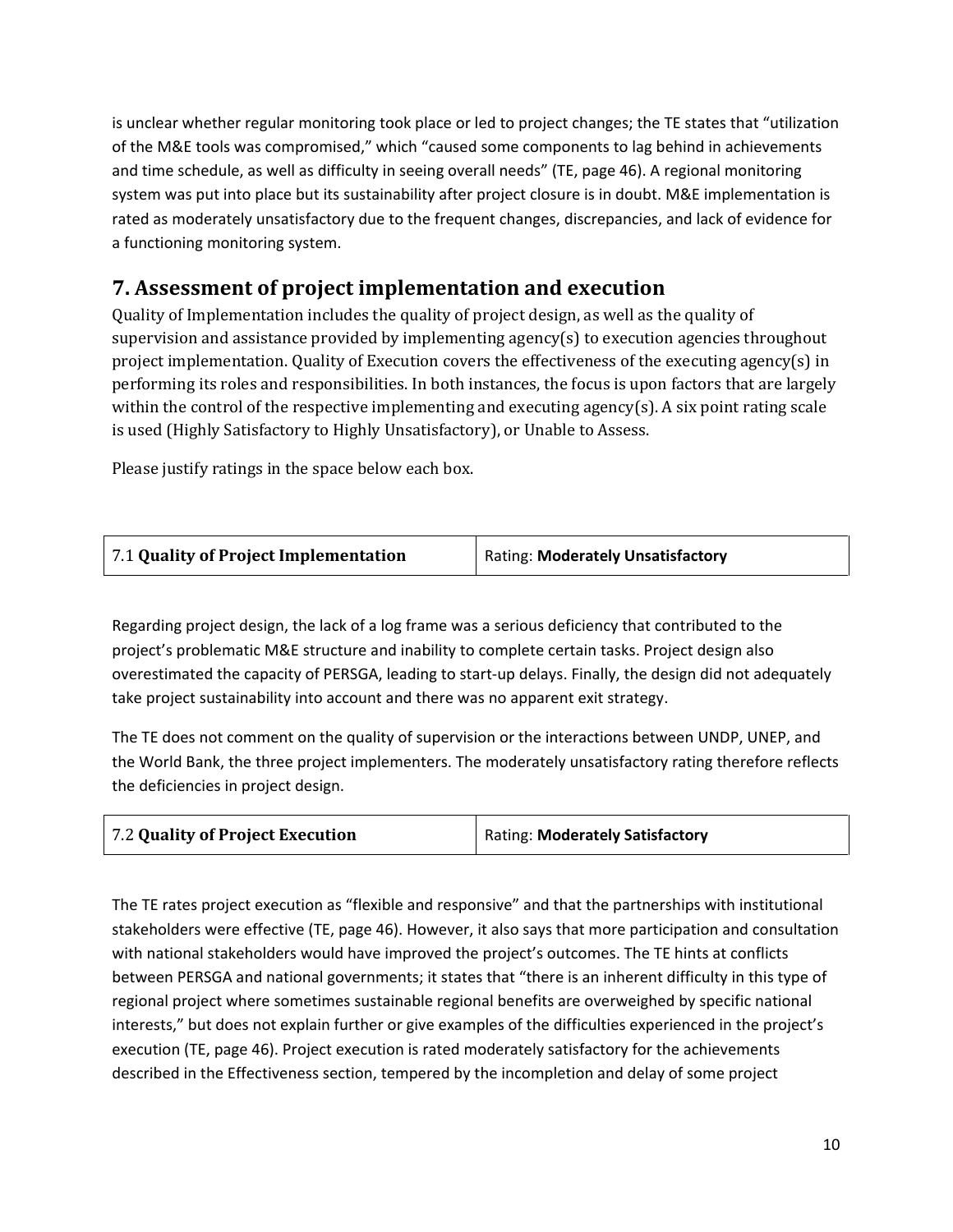is unclear whether regular monitoring took place or led to project changes; the TE states that "utilization of the M&E tools was compromised," which "caused some components to lag behind in achievements and time schedule, as well as difficulty in seeing overall needs" (TE, page 46). A regional monitoring system was put into place but its sustainability after project closure is in doubt. M&E implementation is rated as moderately unsatisfactory due to the frequent changes, discrepancies, and lack of evidence for a functioning monitoring system.

## 7. Assessment of project implementation and execution

Quality of Implementation includes the quality of project design, as well as the quality of supervision and assistance provided by implementing agency(s) to execution agencies throughout project implementation. Quality of Execution covers the effectiveness of the executing agency(s) in performing its roles and responsibilities. In both instances, the focus is upon factors that are largely within the control of the respective implementing and executing agency(s). A six point rating scale is used (Highly Satisfactory to Highly Unsatisfactory), or Unable to Assess.

Please justify ratings in the space below each box.

| 7.1 **Quality of Project Implementation** | Rating: **Moderately Unsatisfactory** |
|---|---|

Regarding project design, the lack of a log frame was a serious deficiency that contributed to the project's problematic M&E structure and inability to complete certain tasks. Project design also overestimated the capacity of PERSGA, leading to start-up delays. Finally, the design did not adequately take project sustainability into account and there was no apparent exit strategy.

The TE does not comment on the quality of supervision or the interactions between UNDP, UNEP, and the World Bank, the three project implementers. The moderately unsatisfactory rating therefore reflects the deficiencies in project design.

| 7.2 **Quality of Project Execution** | Rating: **Moderately Satisfactory** |
|---|---|

The TE rates project execution as "flexible and responsive" and that the partnerships with institutional stakeholders were effective (TE, page 46). However, it also says that more participation and consultation with national stakeholders would have improved the project's outcomes. The TE hints at conflicts between PERSGA and national governments; it states that "there is an inherent difficulty in this type of regional project where sometimes sustainable regional benefits are overweighed by specific national interests," but does not explain further or give examples of the difficulties experienced in the project's execution (TE, page 46). Project execution is rated moderately satisfactory for the achievements described in the Effectiveness section, tempered by the incompletion and delay of some project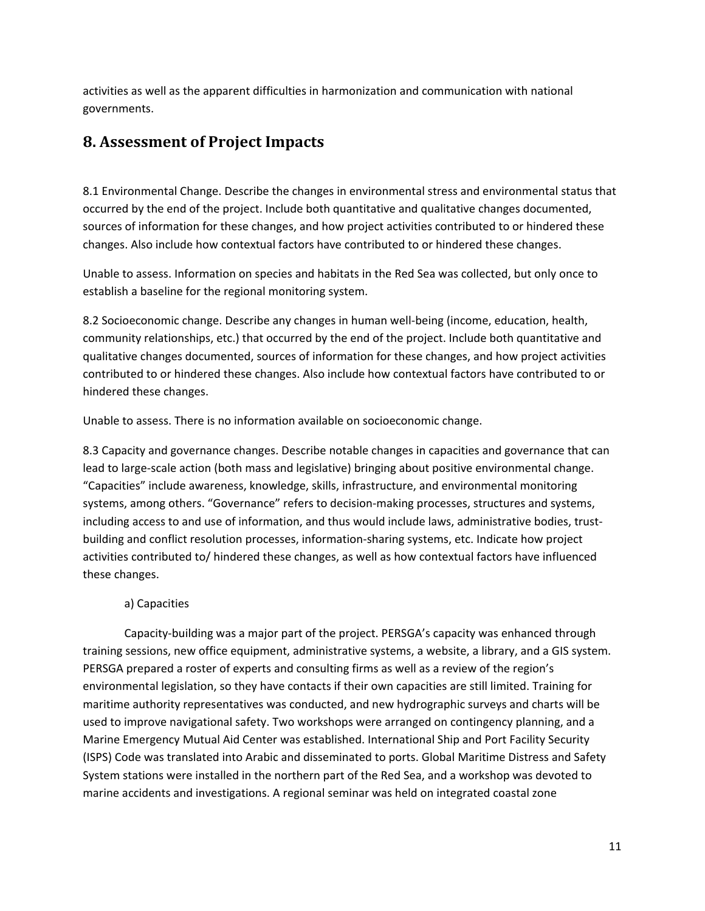activities as well as the apparent difficulties in harmonization and communication with national governments.

## 8. Assessment of Project Impacts

8.1 Environmental Change. Describe the changes in environmental stress and environmental status that occurred by the end of the project. Include both quantitative and qualitative changes documented, sources of information for these changes, and how project activities contributed to or hindered these changes. Also include how contextual factors have contributed to or hindered these changes.

Unable to assess. Information on species and habitats in the Red Sea was collected, but only once to establish a baseline for the regional monitoring system.

8.2 Socioeconomic change. Describe any changes in human well-being (income, education, health, community relationships, etc.) that occurred by the end of the project. Include both quantitative and qualitative changes documented, sources of information for these changes, and how project activities contributed to or hindered these changes. Also include how contextual factors have contributed to or hindered these changes.

Unable to assess. There is no information available on socioeconomic change.

8.3 Capacity and governance changes. Describe notable changes in capacities and governance that can lead to large-scale action (both mass and legislative) bringing about positive environmental change. "Capacities" include awareness, knowledge, skills, infrastructure, and environmental monitoring systems, among others. "Governance" refers to decision-making processes, structures and systems, including access to and use of information, and thus would include laws, administrative bodies, trust-building and conflict resolution processes, information-sharing systems, etc. Indicate how project activities contributed to/ hindered these changes, as well as how contextual factors have influenced these changes.

a) Capacities

Capacity-building was a major part of the project. PERSGA's capacity was enhanced through training sessions, new office equipment, administrative systems, a website, a library, and a GIS system. PERSGA prepared a roster of experts and consulting firms as well as a review of the region's environmental legislation, so they have contacts if their own capacities are still limited. Training for maritime authority representatives was conducted, and new hydrographic surveys and charts will be used to improve navigational safety. Two workshops were arranged on contingency planning, and a Marine Emergency Mutual Aid Center was established. International Ship and Port Facility Security (ISPS) Code was translated into Arabic and disseminated to ports. Global Maritime Distress and Safety System stations were installed in the northern part of the Red Sea, and a workshop was devoted to marine accidents and investigations. A regional seminar was held on integrated coastal zone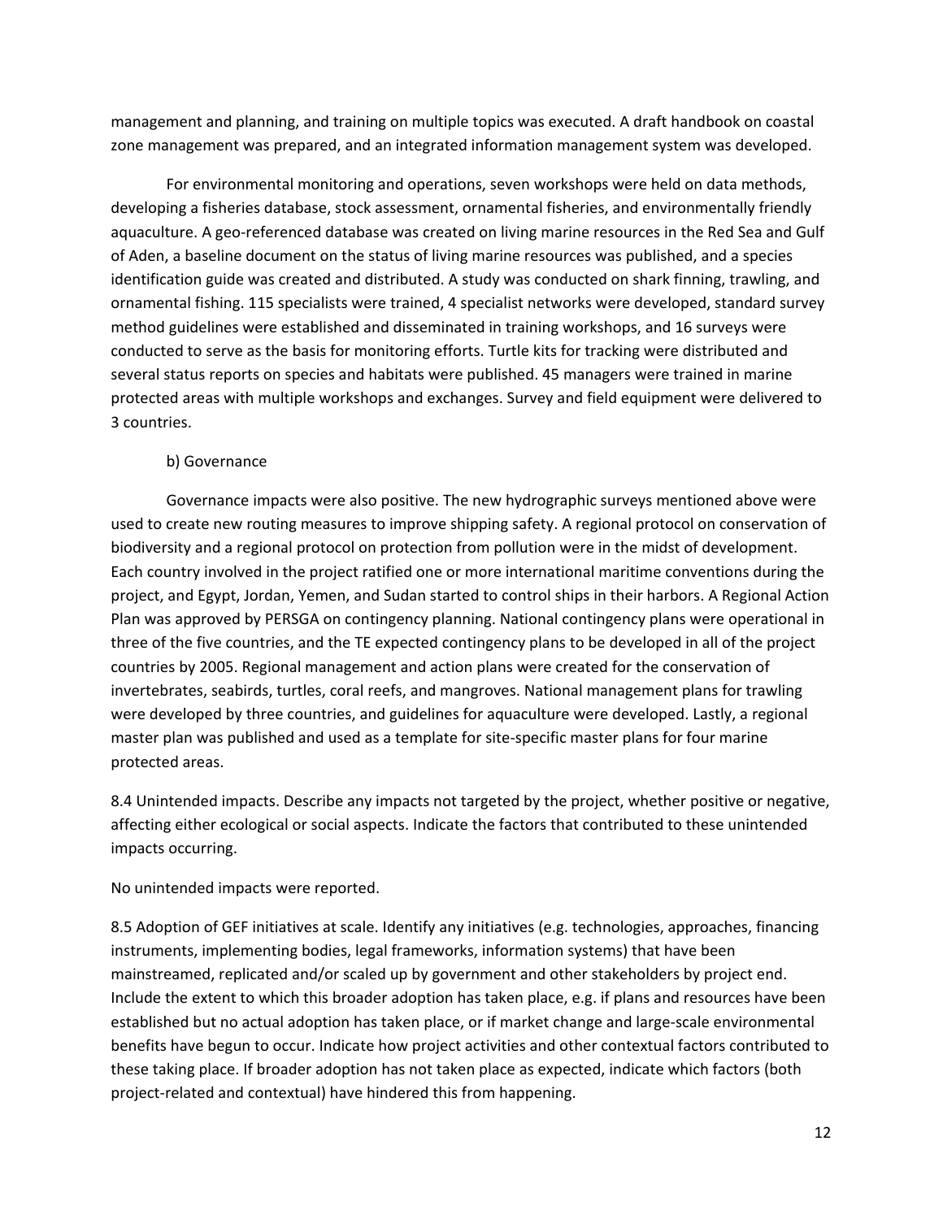management and planning, and training on multiple topics was executed. A draft handbook on coastal zone management was prepared, and an integrated information management system was developed.

For environmental monitoring and operations, seven workshops were held on data methods, developing a fisheries database, stock assessment, ornamental fisheries, and environmentally friendly aquaculture. A geo-referenced database was created on living marine resources in the Red Sea and Gulf of Aden, a baseline document on the status of living marine resources was published, and a species identification guide was created and distributed. A study was conducted on shark finning, trawling, and ornamental fishing. 115 specialists were trained, 4 specialist networks were developed, standard survey method guidelines were established and disseminated in training workshops, and 16 surveys were conducted to serve as the basis for monitoring efforts. Turtle kits for tracking were distributed and several status reports on species and habitats were published. 45 managers were trained in marine protected areas with multiple workshops and exchanges. Survey and field equipment were delivered to 3 countries.

b) Governance

Governance impacts were also positive. The new hydrographic surveys mentioned above were used to create new routing measures to improve shipping safety. A regional protocol on conservation of biodiversity and a regional protocol on protection from pollution were in the midst of development. Each country involved in the project ratified one or more international maritime conventions during the project, and Egypt, Jordan, Yemen, and Sudan started to control ships in their harbors. A Regional Action Plan was approved by PERSGA on contingency planning. National contingency plans were operational in three of the five countries, and the TE expected contingency plans to be developed in all of the project countries by 2005. Regional management and action plans were created for the conservation of invertebrates, seabirds, turtles, coral reefs, and mangroves. National management plans for trawling were developed by three countries, and guidelines for aquaculture were developed. Lastly, a regional master plan was published and used as a template for site-specific master plans for four marine protected areas.

8.4 Unintended impacts. Describe any impacts not targeted by the project, whether positive or negative, affecting either ecological or social aspects. Indicate the factors that contributed to these unintended impacts occurring.

No unintended impacts were reported.

8.5 Adoption of GEF initiatives at scale. Identify any initiatives (e.g. technologies, approaches, financing instruments, implementing bodies, legal frameworks, information systems) that have been mainstreamed, replicated and/or scaled up by government and other stakeholders by project end. Include the extent to which this broader adoption has taken place, e.g. if plans and resources have been established but no actual adoption has taken place, or if market change and large-scale environmental benefits have begun to occur. Indicate how project activities and other contextual factors contributed to these taking place. If broader adoption has not taken place as expected, indicate which factors (both project-related and contextual) have hindered this from happening.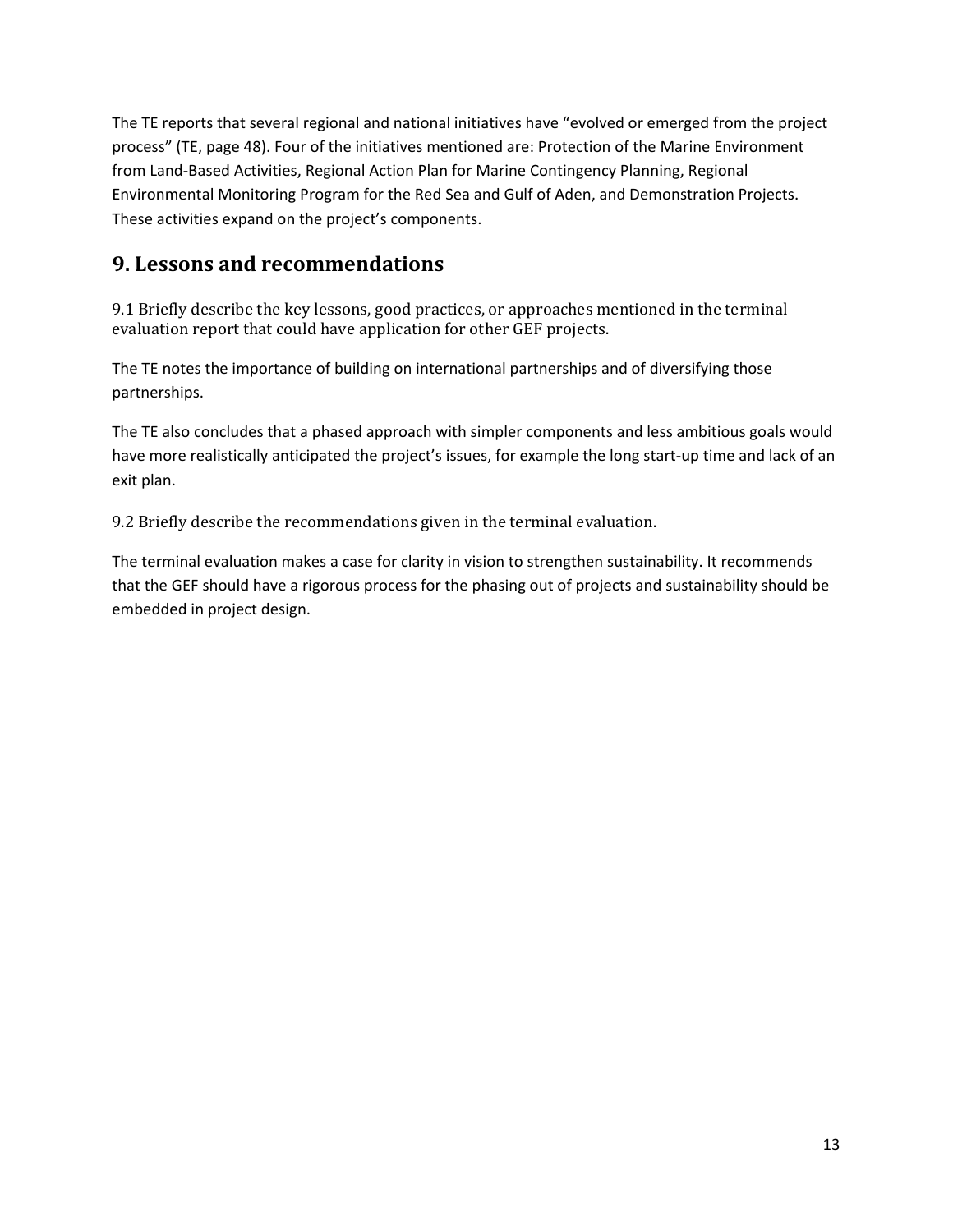The TE reports that several regional and national initiatives have "evolved or emerged from the project process" (TE, page 48). Four of the initiatives mentioned are: Protection of the Marine Environment from Land-Based Activities, Regional Action Plan for Marine Contingency Planning, Regional Environmental Monitoring Program for the Red Sea and Gulf of Aden, and Demonstration Projects. These activities expand on the project's components.

## 9. Lessons and recommendations

9.1 Briefly describe the key lessons, good practices, or approaches mentioned in the terminal evaluation report that could have application for other GEF projects.

The TE notes the importance of building on international partnerships and of diversifying those partnerships.

The TE also concludes that a phased approach with simpler components and less ambitious goals would have more realistically anticipated the project's issues, for example the long start-up time and lack of an exit plan.

9.2 Briefly describe the recommendations given in the terminal evaluation.

The terminal evaluation makes a case for clarity in vision to strengthen sustainability. It recommends that the GEF should have a rigorous process for the phasing out of projects and sustainability should be embedded in project design.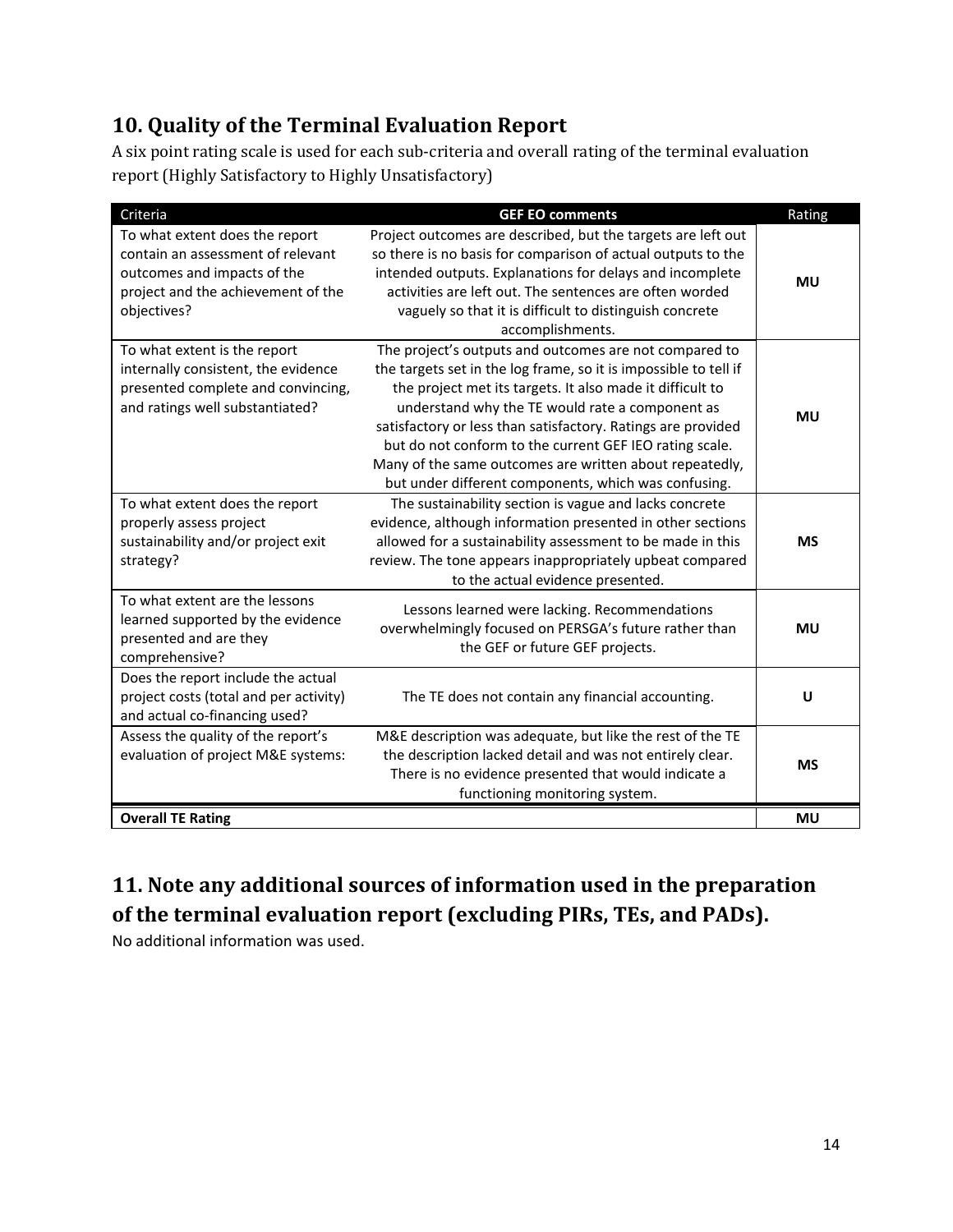## 10. Quality of the Terminal Evaluation Report

A six point rating scale is used for each sub-criteria and overall rating of the terminal evaluation report (Highly Satisfactory to Highly Unsatisfactory)

| Criteria | GEF EO comments | Rating |
|---|---|---|
| To what extent does the report contain an assessment of relevant outcomes and impacts of the project and the achievement of the objectives? | Project outcomes are described, but the targets are left out so there is no basis for comparison of actual outputs to the intended outputs. Explanations for delays and incomplete activities are left out. The sentences are often worded vaguely so that it is difficult to distinguish concrete accomplishments. | **MU** |
| To what extent is the report internally consistent, the evidence presented complete and convincing, and ratings well substantiated? | The project's outputs and outcomes are not compared to the targets set in the log frame, so it is impossible to tell if the project met its targets. It also made it difficult to understand why the TE would rate a component as satisfactory or less than satisfactory. Ratings are provided but do not conform to the current GEF IEO rating scale. Many of the same outcomes are written about repeatedly, but under different components, which was confusing. | **MU** |
| To what extent does the report properly assess project sustainability and/or project exit strategy? | The sustainability section is vague and lacks concrete evidence, although information presented in other sections allowed for a sustainability assessment to be made in this review. The tone appears inappropriately upbeat compared to the actual evidence presented. | **MS** |
| To what extent are the lessons learned supported by the evidence presented and are they comprehensive? | Lessons learned were lacking. Recommendations overwhelmingly focused on PERSGA's future rather than the GEF or future GEF projects. | **MU** |
| Does the report include the actual project costs (total and per activity) and actual co-financing used? | The TE does not contain any financial accounting. | **U** |
| Assess the quality of the report's evaluation of project M&E systems: | M&E description was adequate, but like the rest of the TE the description lacked detail and was not entirely clear. There is no evidence presented that would indicate a functioning monitoring system. | **MS** |
| **Overall TE Rating** | | **MU** |

## 11. Note any additional sources of information used in the preparation of the terminal evaluation report (excluding PIRs, TEs, and PADs).

No additional information was used.